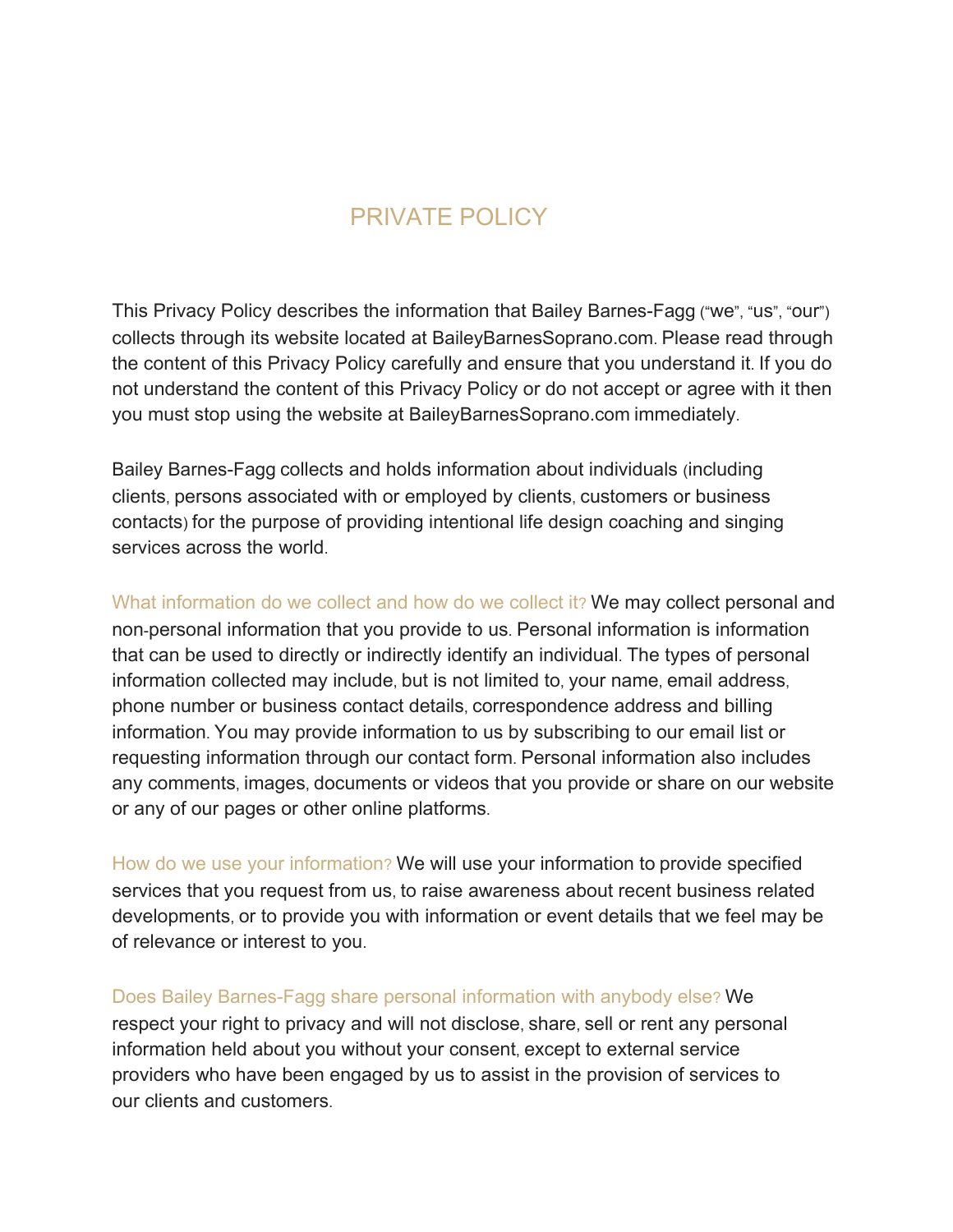# PRIVATE POLICY

This Privacy Policy describes the information that Bailey Barnes-Fagg ("we", "us", "our") collects through its website located at BaileyBarnesSoprano.com. Please read through the content of this Privacy Policy carefully and ensure that you understand it. If you do not understand the content of this Privacy Policy or do not accept or agree with it then you must stop using the website at BaileyBarnesSoprano.com immediately.

Bailey Barnes-Fagg collects and holds information about individuals (including clients, persons associated with or employed by clients, customers or business contacts) for the purpose of providing intentional life design coaching and singing services across the world.

**What information do we collect and how do we collect it?** We may collect personal and non-personal information that you provide to us. Personal information is information that can be used to directly or indirectly identify an individual. The types of personal information collected may include, but is not limited to, your name, email address, phone number or business contact details, correspondence address and billing information. You may provide information to us by subscribing to our email list or requesting information through our contact form. Personal information also includes any comments, images, documents or videos that you provide or share on our website or any of our pages or other online platforms.

**How do we use your information?** We will use your information to provide specified services that you request from us, to raise awareness about recent business related developments, or to provide you with information or event details that we feel may be of relevance or interest to you.

**Does Bailey Barnes-Fagg share personal information with anybody else?** We respect your right to privacy and will not disclose, share, sell or rent any personal information held about you without your consent, except to external service providers who have been engaged by us to assist in the provision of services to our clients and customers.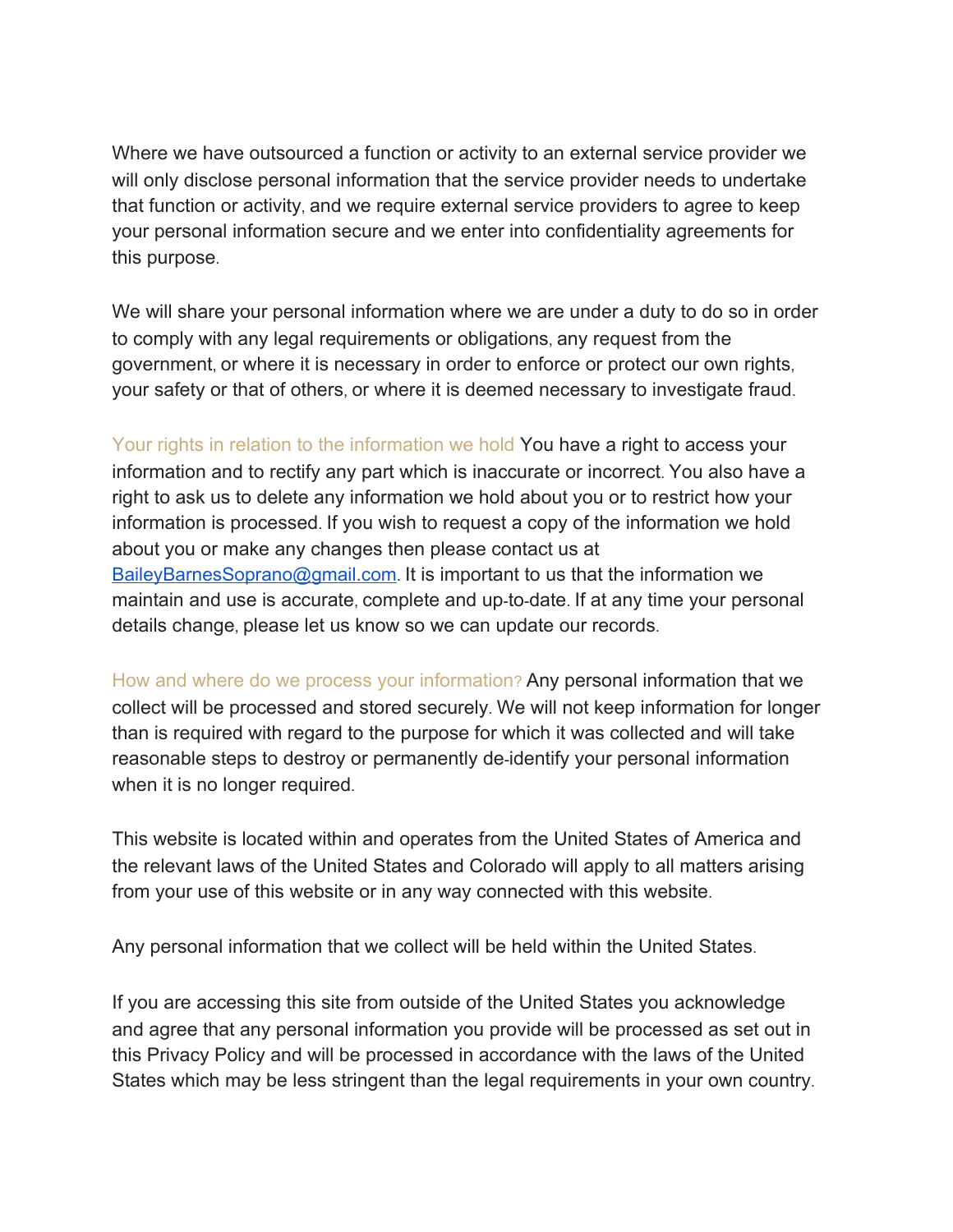Where we have outsourced a function or activity to an external service provider we will only disclose personal information that the service provider needs to undertake that function or activity, and we require external service providers to agree to keep your personal information secure and we enter into confidentiality agreements for this purpose.

We will share your personal information where we are under a duty to do so in order to comply with any legal requirements or obligations, any request from the government, or where it is necessary in order to enforce or protect our own rights, your safety or that of others, or where it is deemed necessary to investigate fraud.

**Your rights in relation to the information we hold** You have a right to access your information and to rectify any part which is inaccurate or incorrect. You also have a right to ask us to delete any information we hold about you or to restrict how your information is processed. If you wish to request a copy of the information we hold about you or make any changes then please contact us at BaileyBarnesSoprano@gmail.com. It is important to us that the information we maintain and use is accurate, complete and up-to-date. If at any time your personal details change, please let us know so we can update our records.

**How and where do we process your information?** Any personal information that we collect will be processed and stored securely. We will not keep information for longer than is required with regard to the purpose for which it was collected and will take reasonable steps to destroy or permanently de-identify your personal information when it is no longer required.

This website is located within and operates from the United States of America and the relevant laws of the United States and Colorado will apply to all matters arising from your use of this website or in any way connected with this website.

Any personal information that we collect will be held within the United States.

If you are accessing this site from outside of the United States you acknowledge and agree that any personal information you provide will be processed as set out in this Privacy Policy and will be processed in accordance with the laws of the United States which may be less stringent than the legal requirements in your own country.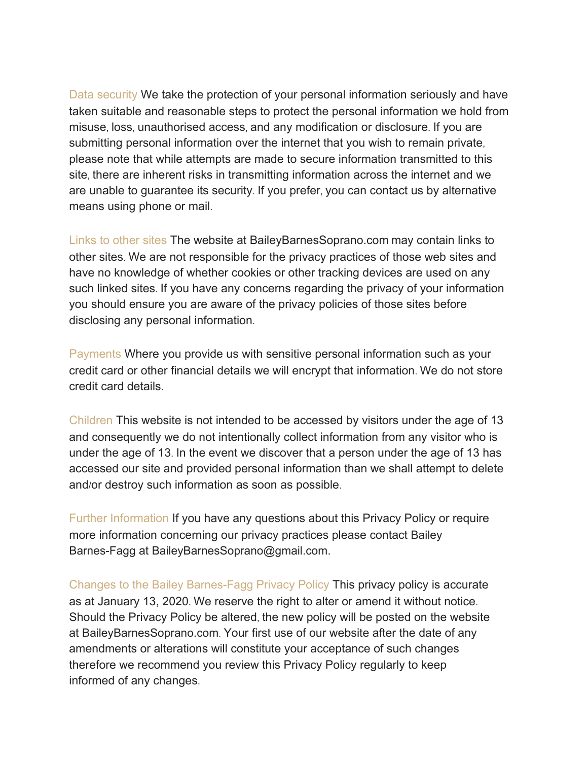Data security We take the protection of your personal information seriously and have taken suitable and reasonable steps to protect the personal information we hold from misuse, loss, unauthorised access, and any modification or disclosure. If you are submitting personal information over the internet that you wish to remain private, please note that while attempts are made to secure information transmitted to this site, there are inherent risks in transmitting information across the internet and we are unable to guarantee its security. If you prefer, you can contact us by alternative means using phone or mail.

Links to other sites The website at BaileyBarnesSoprano.com may contain links to other sites. We are not responsible for the privacy practices of those web sites and have no knowledge of whether cookies or other tracking devices are used on any such linked sites. If you have any concerns regarding the privacy of your information you should ensure you are aware of the privacy policies of those sites before disclosing any personal information.

Payments Where you provide us with sensitive personal information such as your credit card or other financial details we will encrypt that information. We do not store credit card details.

Children This website is not intended to be accessed by visitors under the age of 13 and consequently we do not intentionally collect information from any visitor who is under the age of 13. In the event we discover that a person under the age of 13 has accessed our site and provided personal information than we shall attempt to delete and/or destroy such information as soon as possible.

Further Information If you have any questions about this Privacy Policy or require more information concerning our privacy practices please contact Bailey Barnes-Fagg at BaileyBarnesSoprano@gmail.com.

Changes to the Bailey Barnes-Fagg Privacy Policy This privacy policy is accurate as at January 13, 2020. We reserve the right to alter or amend it without notice. Should the Privacy Policy be altered, the new policy will be posted on the website at BaileyBarnesSoprano.com. Your first use of our website after the date of any amendments or alterations will constitute your acceptance of such changes therefore we recommend you review this Privacy Policy regularly to keep informed of any changes.